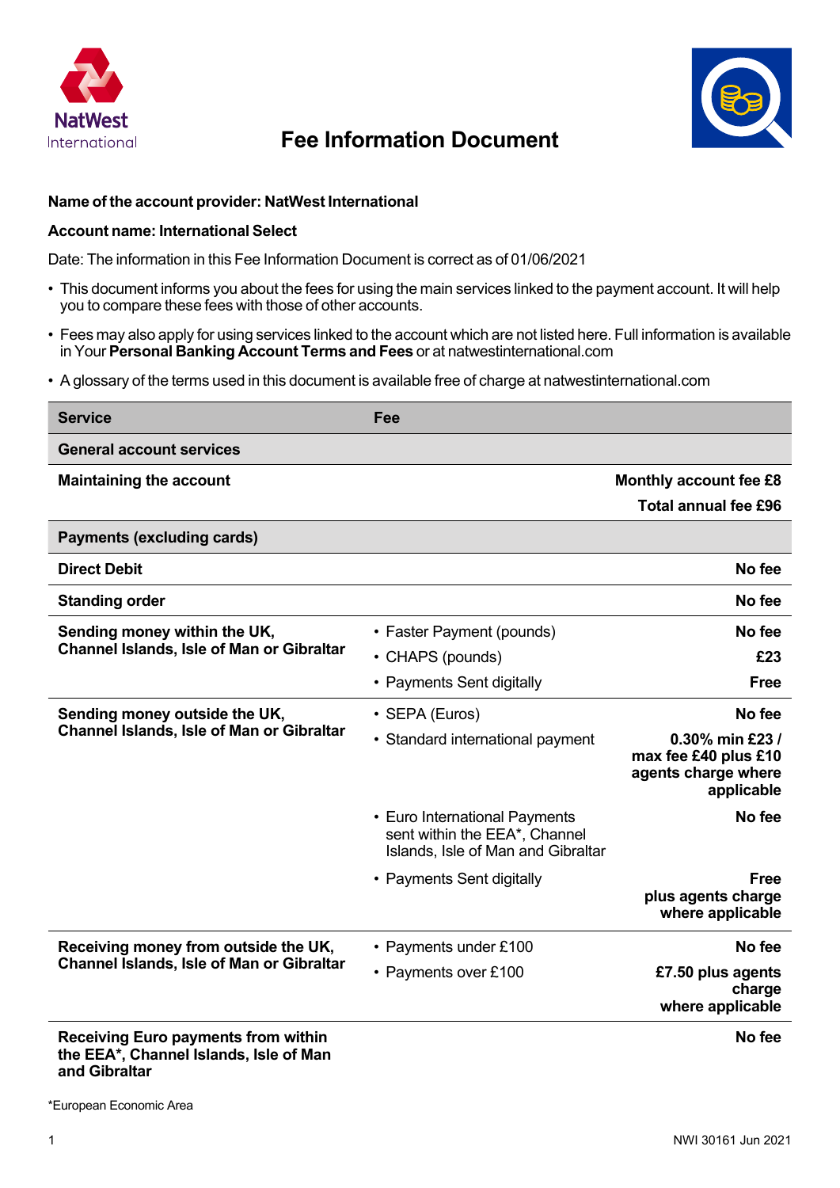# Fee Information Document

**Name of the account provider: NatWest International**

**Account name: International Select**

Date: The information in this Fee Information Document is correct as of 01/06/2021

- This document informs you about the fees for using the main services linked to the payment account. It will help you to compare these fees with those of other accounts.
- Fees may also apply for using services linked to the account which are not listed here. Full information is available in Your **Personal Banking Account Terms and Fees** or at natwestinternational.com
- A glossary of the terms used in this document is available free of charge at natwestinternational.com

| Service | Fee | |
|---|---|---|
| **General account services** | | |
| **Maintaining the account** | | **Monthly account fee £8**<br>**Total annual fee £96** |
| **Payments (excluding cards)** | | |
| **Direct Debit** | | **No fee** |
| **Standing order** | | **No fee** |
| **Sending money within the UK, Channel Islands, Isle of Man or Gibraltar** | • Faster Payment (pounds) | **No fee** |
| | • CHAPS (pounds) | **£23** |
| | • Payments Sent digitally | **Free** |
| **Sending money outside the UK, Channel Islands, Isle of Man or Gibraltar** | • SEPA (Euros) | **No fee** |
| | • Standard international payment | **0.30% min £23 / max fee £40 plus £10 agents charge where applicable** |
| | • Euro International Payments sent within the EEA*, Channel Islands, Isle of Man and Gibraltar | **No fee** |
| | • Payments Sent digitally | **Free plus agents charge where applicable** |
| **Receiving money from outside the UK, Channel Islands, Isle of Man or Gibraltar** | • Payments under £100 | **No fee** |
| | • Payments over £100 | **£7.50 plus agents charge where applicable** |
| **Receiving Euro payments from within the EEA*, Channel Islands, Isle of Man and Gibraltar** | | **No fee** |

*European Economic Area

NWI 30161 Jun 2021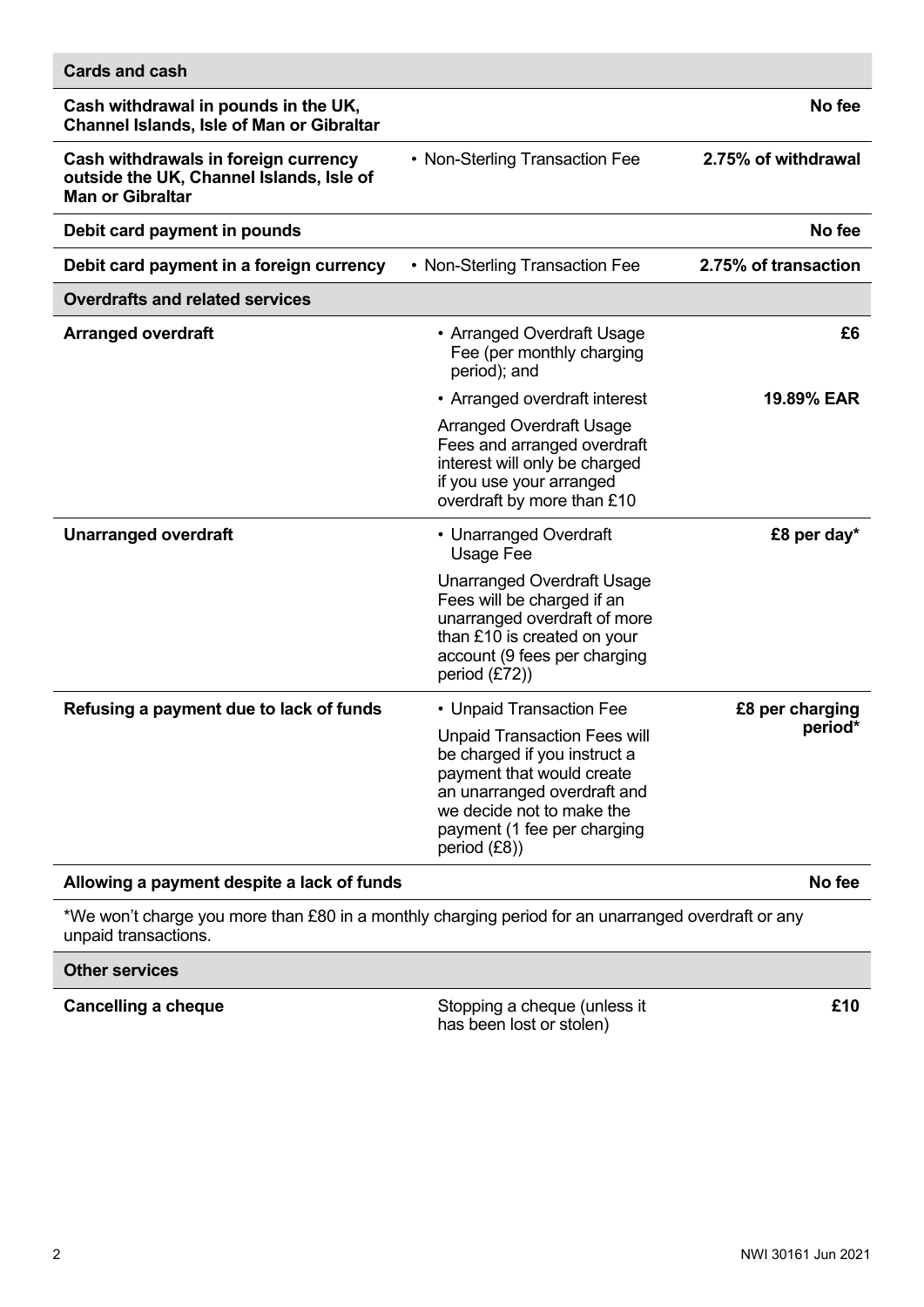| Cards and cash | | |
|---|---|---|
| **Cash withdrawal in pounds in the UK, Channel Islands, Isle of Man or Gibraltar** | | **No fee** |
| **Cash withdrawals in foreign currency outside the UK, Channel Islands, Isle of Man or Gibraltar** | • Non-Sterling Transaction Fee | **2.75% of withdrawal** |
| **Debit card payment in pounds** | | **No fee** |
| **Debit card payment in a foreign currency** | • Non-Sterling Transaction Fee | **2.75% of transaction** |
| **Overdrafts and related services** | | |
| **Arranged overdraft** | • Arranged Overdraft Usage Fee (per monthly charging period); and | **£6** |
| | • Arranged overdraft interest | **19.89% EAR** |
| | Arranged Overdraft Usage Fees and arranged overdraft interest will only be charged if you use your arranged overdraft by more than £10 | |
| **Unarranged overdraft** | • Unarranged Overdraft Usage Fee | **£8 per day*** |
| | Unarranged Overdraft Usage Fees will be charged if an unarranged overdraft of more than £10 is created on your account (9 fees per charging period (£72)) | |
| **Refusing a payment due to lack of funds** | • Unpaid Transaction Fee | **£8 per charging period*** |
| | Unpaid Transaction Fees will be charged if you instruct a payment that would create an unarranged overdraft and we decide not to make the payment (1 fee per charging period (£8)) | |
| **Allowing a payment despite a lack of funds** | | **No fee** |

*We won't charge you more than £80 in a monthly charging period for an unarranged overdraft or any unpaid transactions.

| Other services | | |
|---|---|---|
| **Cancelling a cheque** | Stopping a cheque (unless it has been lost or stolen) | **£10** |

NWI 30161 Jun 2021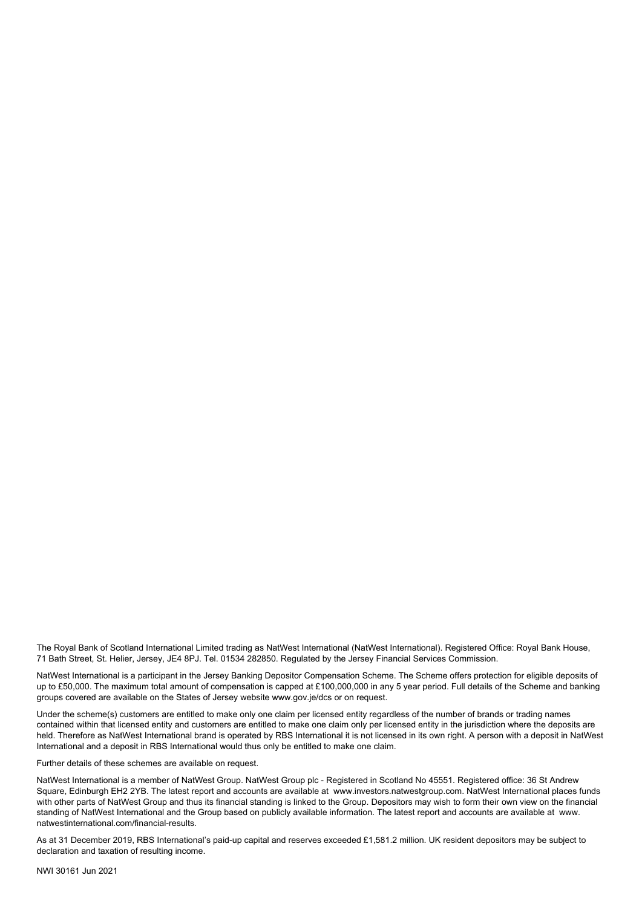The Royal Bank of Scotland International Limited trading as NatWest International (NatWest International). Registered Office: Royal Bank House, 71 Bath Street, St. Helier, Jersey, JE4 8PJ. Tel. 01534 282850. Regulated by the Jersey Financial Services Commission.

NatWest International is a participant in the Jersey Banking Depositor Compensation Scheme. The Scheme offers protection for eligible deposits of up to £50,000. The maximum total amount of compensation is capped at £100,000,000 in any 5 year period. Full details of the Scheme and banking groups covered are available on the States of Jersey website www.gov.je/dcs or on request.

Under the scheme(s) customers are entitled to make only one claim per licensed entity regardless of the number of brands or trading names contained within that licensed entity and customers are entitled to make one claim only per licensed entity in the jurisdiction where the deposits are held. Therefore as NatWest International brand is operated by RBS International it is not licensed in its own right. A person with a deposit in NatWest International and a deposit in RBS International would thus only be entitled to make one claim.

Further details of these schemes are available on request.

NatWest International is a member of NatWest Group. NatWest Group plc - Registered in Scotland No 45551. Registered office: 36 St Andrew Square, Edinburgh EH2 2YB. The latest report and accounts are available at www.investors.natwestgroup.com. NatWest International places funds with other parts of NatWest Group and thus its financial standing is linked to the Group. Depositors may wish to form their own view on the financial standing of NatWest International and the Group based on publicly available information. The latest report and accounts are available at www.natwestinternational.com/financial-results.

As at 31 December 2019, RBS International's paid-up capital and reserves exceeded £1,581.2 million. UK resident depositors may be subject to declaration and taxation of resulting income.

NWI 30161 Jun 2021